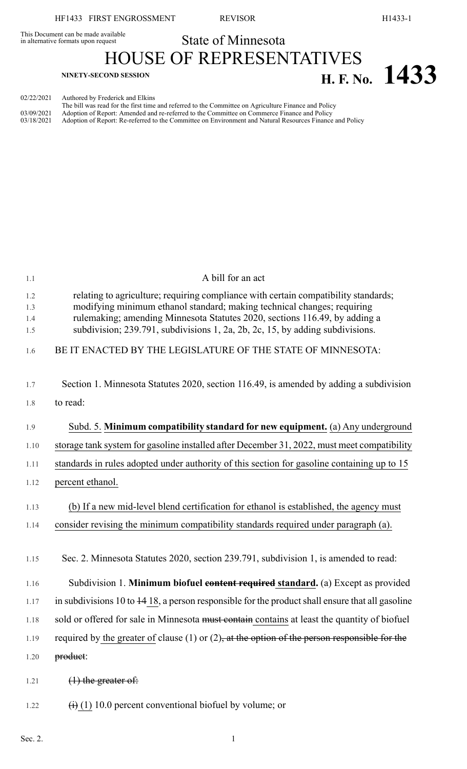This Document can be made available in alternative formats upon request

State of Minnesota

# HOUSE OF REPRESENTATIVES

**NINETY-SECOND SESSION**

# H. F. No. 1433

02/22/2021 Authored by Frederick and Elkins
The bill was read for the first time and referred to the Committee on Agriculture Finance and Policy
03/09/2021 Adoption of Report: Amended and re-referred to the Committee on Commerce Finance and Policy
03/18/2021 Adoption of Report: Re-referred to the Committee on Environment and Natural Resources Finance and Policy

A bill for an act

relating to agriculture; requiring compliance with certain compatibility standards; modifying minimum ethanol standard; making technical changes; requiring rulemaking; amending Minnesota Statutes 2020, sections 116.49, by adding a subdivision; 239.791, subdivisions 1, 2a, 2b, 2c, 15, by adding subdivisions.

BE IT ENACTED BY THE LEGISLATURE OF THE STATE OF MINNESOTA:

Section 1. Minnesota Statutes 2020, section 116.49, is amended by adding a subdivision to read:

<u>Subd. 5. **Minimum compatibility standard for new equipment.** (a) Any underground storage tank system for gasoline installed after December 31, 2022, must meet compatibility standards in rules adopted under authority of this section for gasoline containing up to 15 percent ethanol.</u>

<u>(b) If a new mid-level blend certification for ethanol is established, the agency must consider revising the minimum compatibility standards required under paragraph (a).</u>

Sec. 2. Minnesota Statutes 2020, section 239.791, subdivision 1, is amended to read:

Subdivision 1. **Minimum biofuel ~~content required~~ <u>standard</u>.** (a) Except as provided in subdivisions 10 to ~~14~~ <u>18</u>, a person responsible for the product shall ensure that all gasoline sold or offered for sale in Minnesota ~~must contain~~ <u>contains</u> at least the quantity of biofuel required by <u>the greater of</u> clause (1) or (2)~~, at the option of the person responsible for the product~~:

~~(1) the greater of:~~

~~(i)~~ <u>(1)</u> 10.0 percent conventional biofuel by volume; or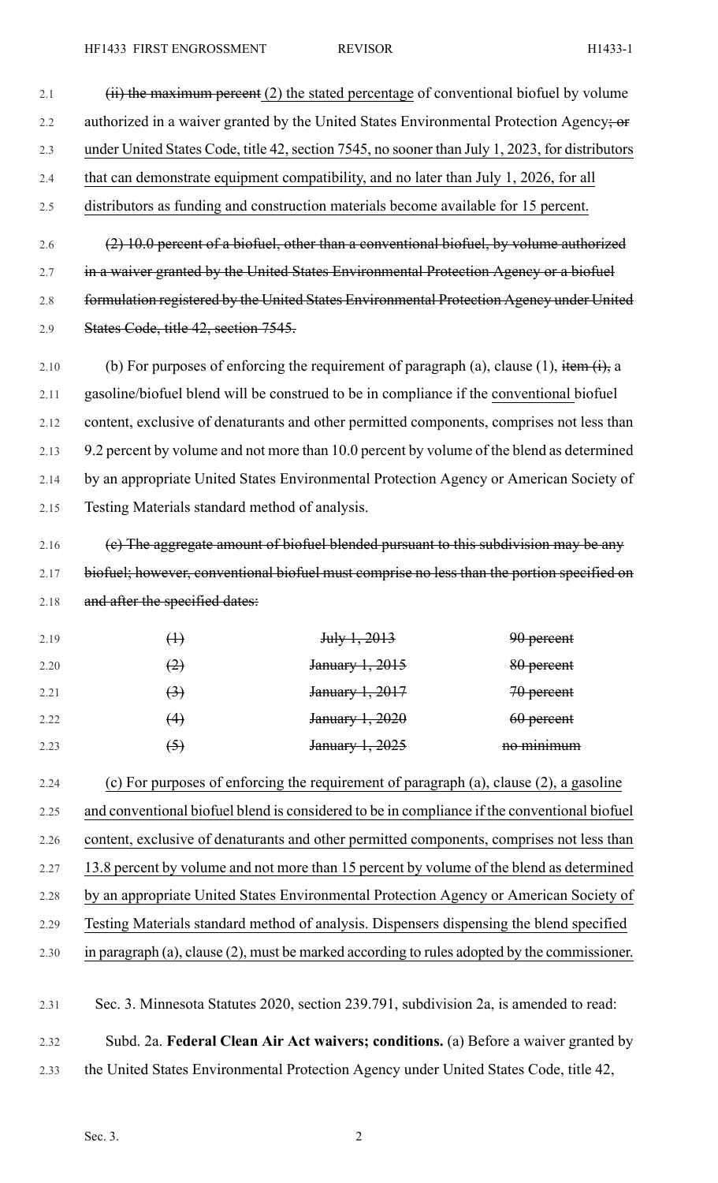~~(ii) the maximum percent~~ (2) the stated percentage of conventional biofuel by volume authorized in a waiver granted by the United States Environmental Protection Agency~~; or~~ under United States Code, title 42, section 7545, no sooner than July 1, 2023, for distributors that can demonstrate equipment compatibility, and no later than July 1, 2026, for all distributors as funding and construction materials become available for 15 percent.

~~(2) 10.0 percent of a biofuel, other than a conventional biofuel, by volume authorized in a waiver granted by the United States Environmental Protection Agency or a biofuel formulation registered by the United States Environmental Protection Agency under United States Code, title 42, section 7545.~~

(b) For purposes of enforcing the requirement of paragraph (a), clause (1), ~~item (i),~~ a gasoline/biofuel blend will be construed to be in compliance if the conventional biofuel content, exclusive of denaturants and other permitted components, comprises not less than 9.2 percent by volume and not more than 10.0 percent by volume of the blend as determined by an appropriate United States Environmental Protection Agency or American Society of Testing Materials standard method of analysis.

~~(c) The aggregate amount of biofuel blended pursuant to this subdivision may be any biofuel; however, conventional biofuel must comprise no less than the portion specified on and after the specified dates:~~

| | | |
|---|---|---|
| ~~(1)~~ | ~~July 1, 2013~~ | ~~90 percent~~ |
| ~~(2)~~ | ~~January 1, 2015~~ | ~~80 percent~~ |
| ~~(3)~~ | ~~January 1, 2017~~ | ~~70 percent~~ |
| ~~(4)~~ | ~~January 1, 2020~~ | ~~60 percent~~ |
| ~~(5)~~ | ~~January 1, 2025~~ | ~~no minimum~~ |

(c) For purposes of enforcing the requirement of paragraph (a), clause (2), a gasoline and conventional biofuel blend is considered to be in compliance if the conventional biofuel content, exclusive of denaturants and other permitted components, comprises not less than 13.8 percent by volume and not more than 15 percent by volume of the blend as determined by an appropriate United States Environmental Protection Agency or American Society of Testing Materials standard method of analysis. Dispensers dispensing the blend specified in paragraph (a), clause (2), must be marked according to rules adopted by the commissioner.

Sec. 3. Minnesota Statutes 2020, section 239.791, subdivision 2a, is amended to read:

Subd. 2a. **Federal Clean Air Act waivers; conditions.** (a) Before a waiver granted by the United States Environmental Protection Agency under United States Code, title 42,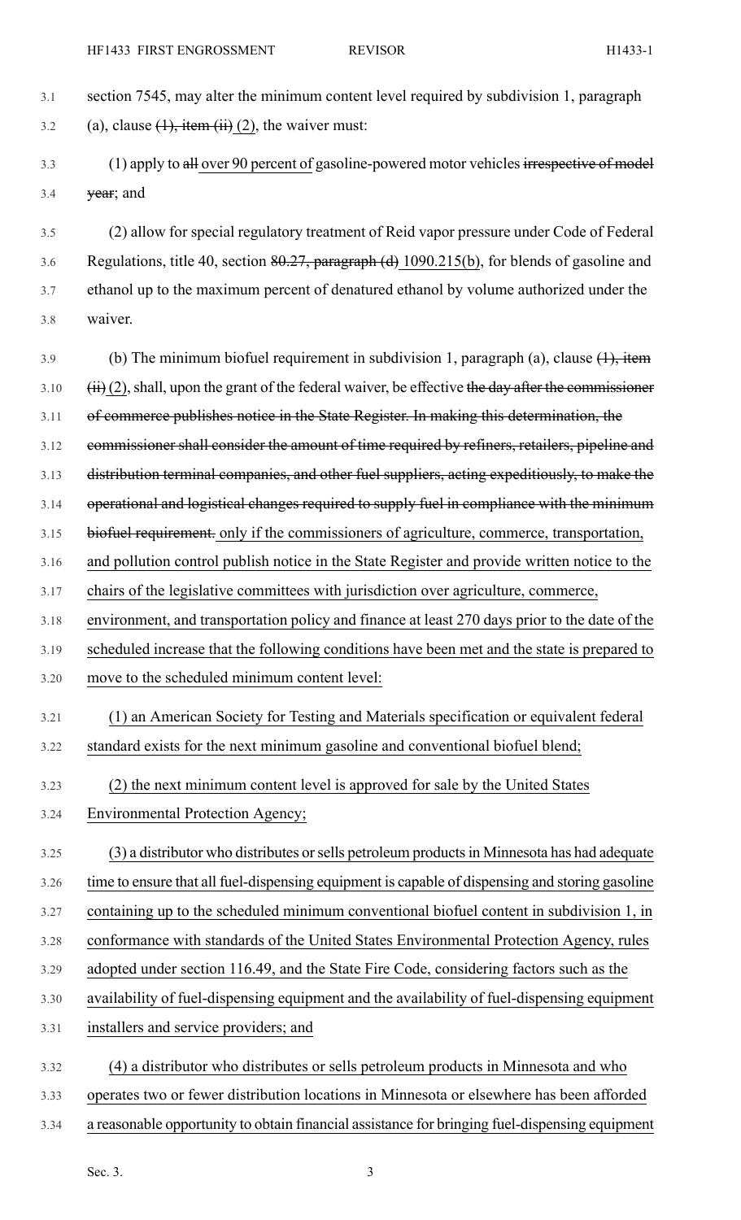section 7545, may alter the minimum content level required by subdivision 1, paragraph (a), clause ~~(1), item (ii)~~ (2), the waiver must:

(1) apply to ~~all~~ over 90 percent of gasoline-powered motor vehicles ~~irrespective of model year~~; and

(2) allow for special regulatory treatment of Reid vapor pressure under Code of Federal Regulations, title 40, section ~~80.27, paragraph (d)~~ 1090.215(b), for blends of gasoline and ethanol up to the maximum percent of denatured ethanol by volume authorized under the waiver.

(b) The minimum biofuel requirement in subdivision 1, paragraph (a), clause ~~(1), item (ii)~~ (2), shall, upon the grant of the federal waiver, be effective ~~the day after the commissioner of commerce publishes notice in the State Register. In making this determination, the commissioner shall consider the amount of time required by refiners, retailers, pipeline and distribution terminal companies, and other fuel suppliers, acting expeditiously, to make the operational and logistical changes required to supply fuel in compliance with the minimum biofuel requirement.~~ only if the commissioners of agriculture, commerce, transportation, and pollution control publish notice in the State Register and provide written notice to the chairs of the legislative committees with jurisdiction over agriculture, commerce, environment, and transportation policy and finance at least 270 days prior to the date of the scheduled increase that the following conditions have been met and the state is prepared to move to the scheduled minimum content level:

(1) an American Society for Testing and Materials specification or equivalent federal standard exists for the next minimum gasoline and conventional biofuel blend;

(2) the next minimum content level is approved for sale by the United States Environmental Protection Agency;

(3) a distributor who distributes or sells petroleum products in Minnesota has had adequate time to ensure that all fuel-dispensing equipment is capable of dispensing and storing gasoline containing up to the scheduled minimum conventional biofuel content in subdivision 1, in conformance with standards of the United States Environmental Protection Agency, rules adopted under section 116.49, and the State Fire Code, considering factors such as the availability of fuel-dispensing equipment and the availability of fuel-dispensing equipment installers and service providers; and

(4) a distributor who distributes or sells petroleum products in Minnesota and who operates two or fewer distribution locations in Minnesota or elsewhere has been afforded a reasonable opportunity to obtain financial assistance for bringing fuel-dispensing equipment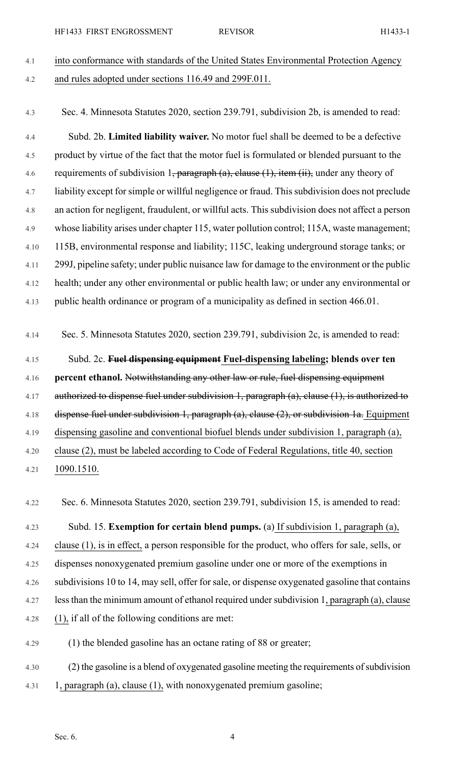into conformance with standards of the United States Environmental Protection Agency and rules adopted under sections 116.49 and 299F.011.

Sec. 4. Minnesota Statutes 2020, section 239.791, subdivision 2b, is amended to read:

Subd. 2b. **Limited liability waiver.** No motor fuel shall be deemed to be a defective product by virtue of the fact that the motor fuel is formulated or blended pursuant to the requirements of subdivision 1~~, paragraph (a), clause (1), item (ii),~~ under any theory of liability except for simple or willful negligence or fraud. This subdivision does not preclude an action for negligent, fraudulent, or willful acts. This subdivision does not affect a person whose liability arises under chapter 115, water pollution control; 115A, waste management; 115B, environmental response and liability; 115C, leaking underground storage tanks; or 299J, pipeline safety; under public nuisance law for damage to the environment or the public health; under any other environmental or public health law; or under any environmental or public health ordinance or program of a municipality as defined in section 466.01.

Sec. 5. Minnesota Statutes 2020, section 239.791, subdivision 2c, is amended to read:

Subd. 2c. **~~Fuel dispensing equipment~~ Fuel-dispensing labeling; blends over ten percent ethanol.** ~~Notwithstanding any other law or rule, fuel dispensing equipment authorized to dispense fuel under subdivision 1, paragraph (a), clause (1), is authorized to dispense fuel under subdivision 1, paragraph (a), clause (2), or subdivision 1a.~~ Equipment dispensing gasoline and conventional biofuel blends under subdivision 1, paragraph (a), clause (2), must be labeled according to Code of Federal Regulations, title 40, section 1090.1510.

Sec. 6. Minnesota Statutes 2020, section 239.791, subdivision 15, is amended to read:

Subd. 15. **Exemption for certain blend pumps.** (a) If subdivision 1, paragraph (a), clause (1), is in effect, a person responsible for the product, who offers for sale, sells, or dispenses nonoxygenated premium gasoline under one or more of the exemptions in subdivisions 10 to 14, may sell, offer for sale, or dispense oxygenated gasoline that contains less than the minimum amount of ethanol required under subdivision 1, paragraph (a), clause (1), if all of the following conditions are met:

(1) the blended gasoline has an octane rating of 88 or greater;

(2) the gasoline is a blend of oxygenated gasoline meeting the requirements of subdivision 1, paragraph (a), clause (1), with nonoxygenated premium gasoline;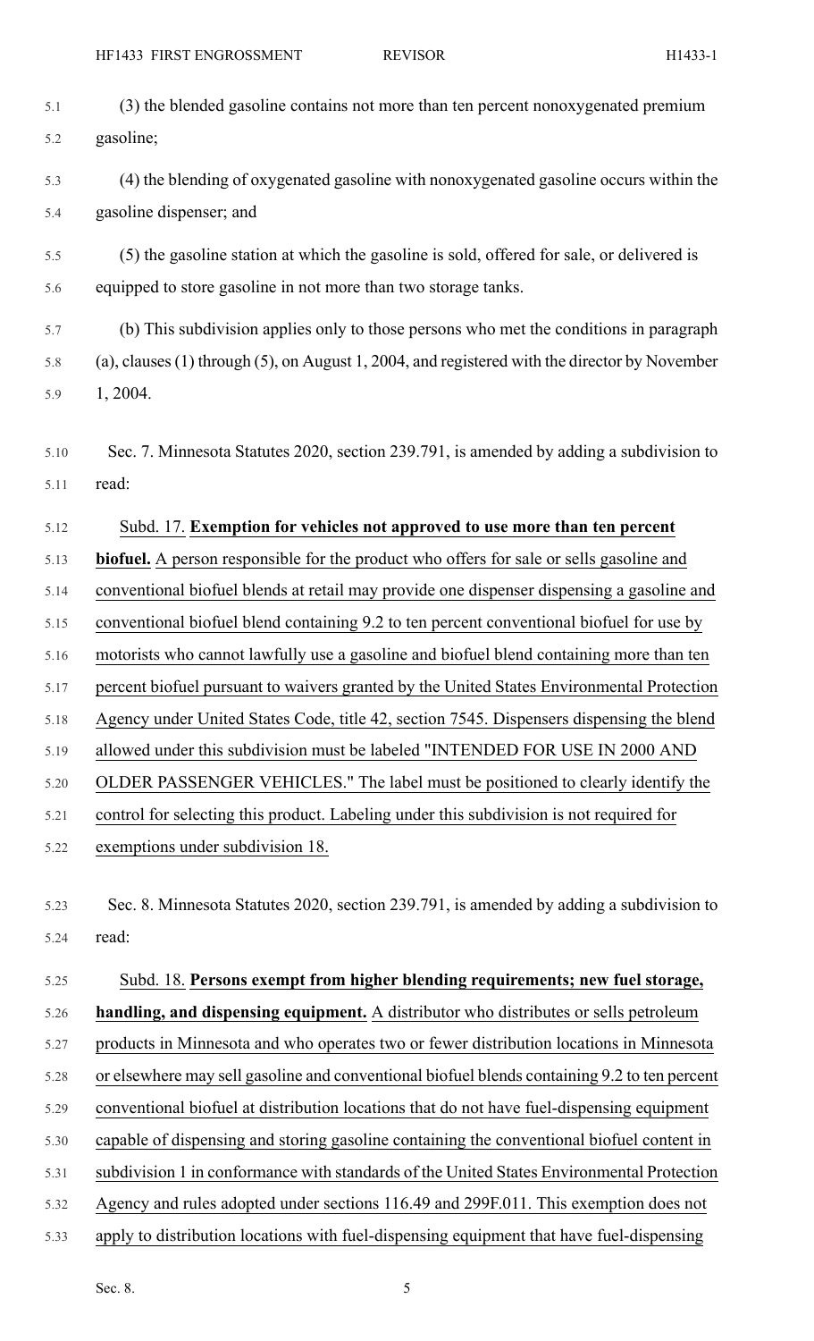(3) the blended gasoline contains not more than ten percent nonoxygenated premium gasoline;

(4) the blending of oxygenated gasoline with nonoxygenated gasoline occurs within the gasoline dispenser; and

(5) the gasoline station at which the gasoline is sold, offered for sale, or delivered is equipped to store gasoline in not more than two storage tanks.

(b) This subdivision applies only to those persons who met the conditions in paragraph (a), clauses (1) through (5), on August 1, 2004, and registered with the director by November 1, 2004.

Sec. 7. Minnesota Statutes 2020, section 239.791, is amended by adding a subdivision to read:

Subd. 17. **Exemption for vehicles not approved to use more than ten percent biofuel.** A person responsible for the product who offers for sale or sells gasoline and conventional biofuel blends at retail may provide one dispenser dispensing a gasoline and conventional biofuel blend containing 9.2 to ten percent conventional biofuel for use by motorists who cannot lawfully use a gasoline and biofuel blend containing more than ten percent biofuel pursuant to waivers granted by the United States Environmental Protection Agency under United States Code, title 42, section 7545. Dispensers dispensing the blend allowed under this subdivision must be labeled "INTENDED FOR USE IN 2000 AND OLDER PASSENGER VEHICLES." The label must be positioned to clearly identify the control for selecting this product. Labeling under this subdivision is not required for exemptions under subdivision 18.

Sec. 8. Minnesota Statutes 2020, section 239.791, is amended by adding a subdivision to read:

Subd. 18. **Persons exempt from higher blending requirements; new fuel storage, handling, and dispensing equipment.** A distributor who distributes or sells petroleum products in Minnesota and who operates two or fewer distribution locations in Minnesota or elsewhere may sell gasoline and conventional biofuel blends containing 9.2 to ten percent conventional biofuel at distribution locations that do not have fuel-dispensing equipment capable of dispensing and storing gasoline containing the conventional biofuel content in subdivision 1 in conformance with standards of the United States Environmental Protection Agency and rules adopted under sections 116.49 and 299F.011. This exemption does not apply to distribution locations with fuel-dispensing equipment that have fuel-dispensing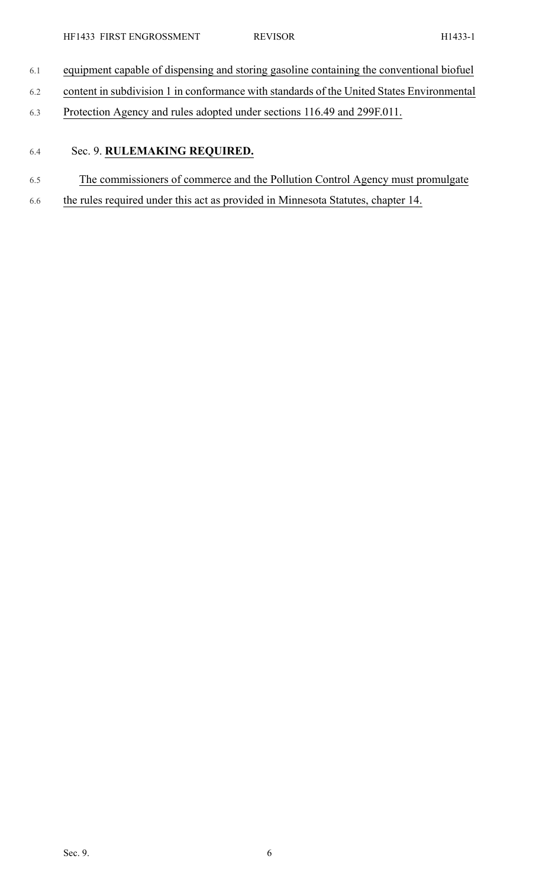equipment capable of dispensing and storing gasoline containing the conventional biofuel content in subdivision 1 in conformance with standards of the United States Environmental Protection Agency and rules adopted under sections 116.49 and 299F.011.

Sec. 9. **RULEMAKING REQUIRED.**

The commissioners of commerce and the Pollution Control Agency must promulgate the rules required under this act as provided in Minnesota Statutes, chapter 14.